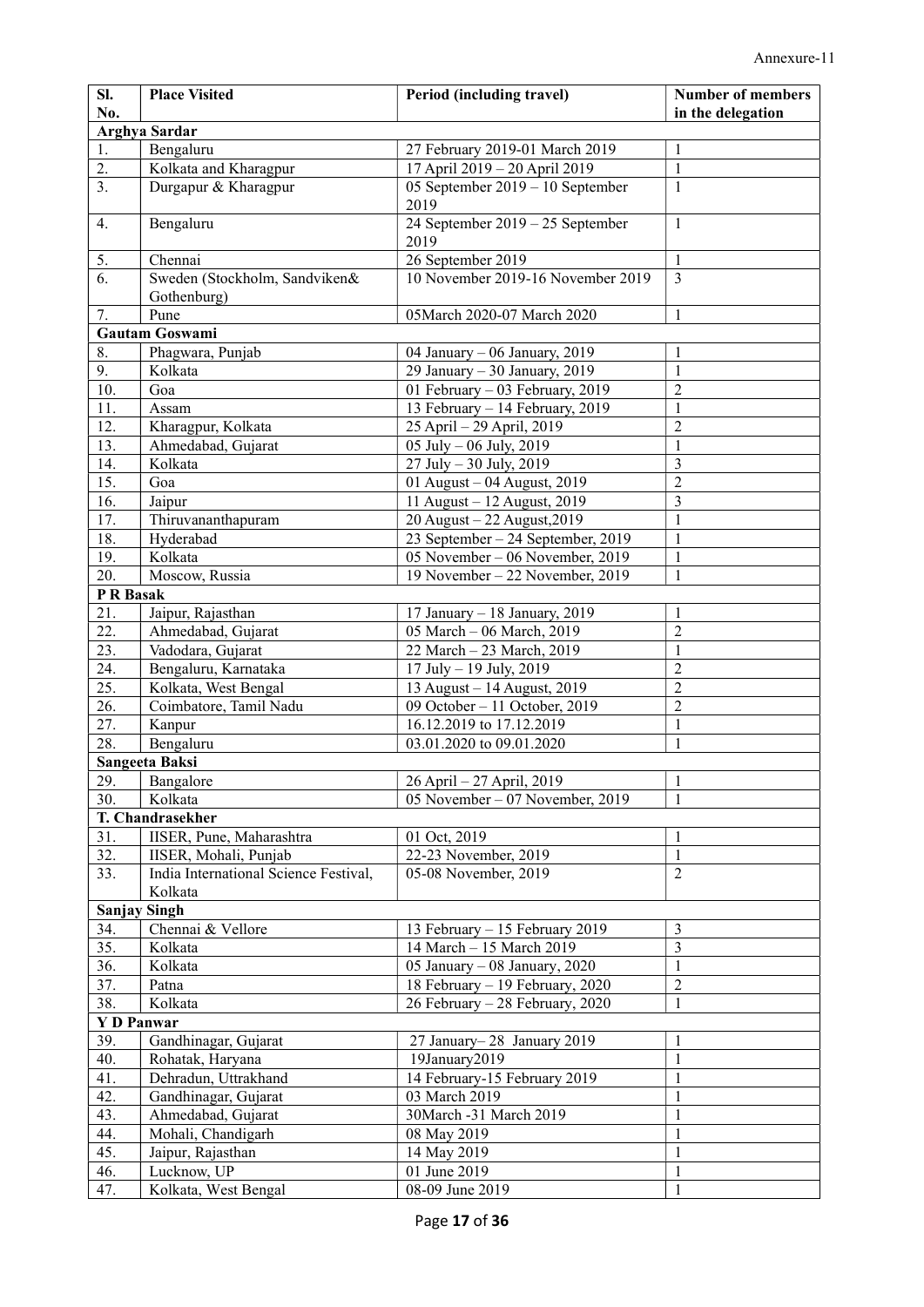Annexure-11

| Sl. No. | Place Visited | Period (including travel) | Number of members in the delegation |
|---|---|---|---|
| **Arghya Sardar** | | | |
| 1. | Bengaluru | 27 February 2019-01 March 2019 | 1 |
| 2. | Kolkata and Kharagpur | 17 April 2019 – 20 April 2019 | 1 |
| 3. | Durgapur & Kharagpur | 05 September 2019 – 10 September 2019 | 1 |
| 4. | Bengaluru | 24 September 2019 – 25 September 2019 | 1 |
| 5. | Chennai | 26 September 2019 | 1 |
| 6. | Sweden (Stockholm, Sandviken& Gothenburg) | 10 November 2019-16 November 2019 | 3 |
| 7. | Pune | 05March 2020-07 March 2020 | 1 |
| **Gautam Goswami** | | | |
| 8. | Phagwara, Punjab | 04 January – 06 January, 2019 | 1 |
| 9. | Kolkata | 29 January – 30 January, 2019 | 1 |
| 10. | Goa | 01 February – 03 February, 2019 | 2 |
| 11. | Assam | 13 February – 14 February, 2019 | 1 |
| 12. | Kharagpur, Kolkata | 25 April – 29 April, 2019 | 2 |
| 13. | Ahmedabad, Gujarat | 05 July – 06 July, 2019 | 1 |
| 14. | Kolkata | 27 July – 30 July, 2019 | 3 |
| 15. | Goa | 01 August – 04 August, 2019 | 2 |
| 16. | Jaipur | 11 August – 12 August, 2019 | 3 |
| 17. | Thiruvananthapuram | 20 August – 22 August,2019 | 1 |
| 18. | Hyderabad | 23 September – 24 September, 2019 | 1 |
| 19. | Kolkata | 05 November – 06 November, 2019 | 1 |
| 20. | Moscow, Russia | 19 November – 22 November, 2019 | 1 |
| **P R Basak** | | | |
| 21. | Jaipur, Rajasthan | 17 January – 18 January, 2019 | 1 |
| 22. | Ahmedabad, Gujarat | 05 March – 06 March, 2019 | 2 |
| 23. | Vadodara, Gujarat | 22 March – 23 March, 2019 | 1 |
| 24. | Bengaluru, Karnataka | 17 July – 19 July, 2019 | 2 |
| 25. | Kolkata, West Bengal | 13 August – 14 August, 2019 | 2 |
| 26. | Coimbatore, Tamil Nadu | 09 October – 11 October, 2019 | 2 |
| 27. | Kanpur | 16.12.2019 to 17.12.2019 | 1 |
| 28. | Bengaluru | 03.01.2020 to 09.01.2020 | 1 |
| **Sangeeta Baksi** | | | |
| 29. | Bangalore | 26 April – 27 April, 2019 | 1 |
| 30. | Kolkata | 05 November – 07 November, 2019 | 1 |
| **T. Chandrasekher** | | | |
| 31. | IISER, Pune, Maharashtra | 01 Oct, 2019 | 1 |
| 32. | IISER, Mohali, Punjab | 22-23 November, 2019 | 1 |
| 33. | India International Science Festival, Kolkata | 05-08 November, 2019 | 2 |
| **Sanjay Singh** | | | |
| 34. | Chennai & Vellore | 13 February – 15 February 2019 | 3 |
| 35. | Kolkata | 14 March – 15 March 2019 | 3 |
| 36. | Kolkata | 05 January – 08 January, 2020 | 1 |
| 37. | Patna | 18 February – 19 February, 2020 | 2 |
| 38. | Kolkata | 26 February – 28 February, 2020 | 1 |
| **Y D Panwar** | | | |
| 39. | Gandhinagar, Gujarat | 27 January– 28 January 2019 | 1 |
| 40. | Rohatak, Haryana | 19January2019 | 1 |
| 41. | Dehradun, Uttrakhand | 14 February-15 February 2019 | 1 |
| 42. | Gandhinagar, Gujarat | 03 March 2019 | 1 |
| 43. | Ahmedabad, Gujarat | 30March -31 March 2019 | 1 |
| 44. | Mohali, Chandigarh | 08 May 2019 | 1 |
| 45. | Jaipur, Rajasthan | 14 May 2019 | 1 |
| 46. | Lucknow, UP | 01 June 2019 | 1 |
| 47. | Kolkata, West Bengal | 08-09 June 2019 | 1 |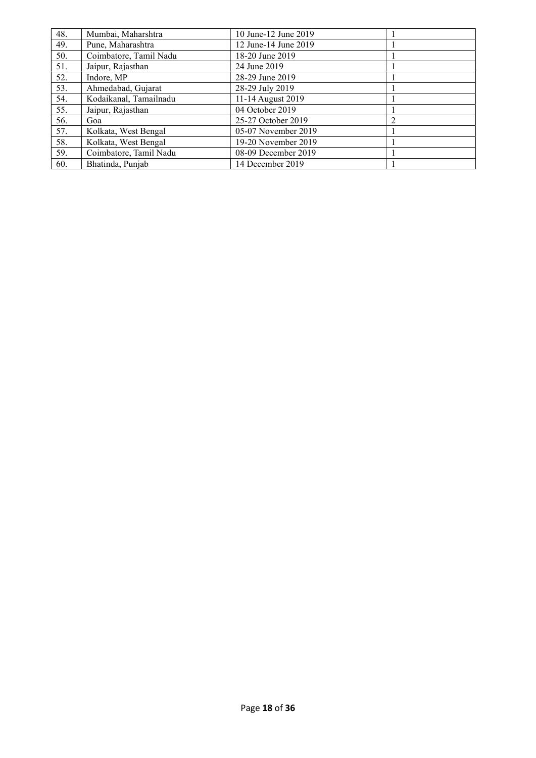| | | | |
|---|---|---|---|
| 48. | Mumbai, Maharshtra | 10 June-12 June 2019 | 1 |
| 49. | Pune, Maharashtra | 12 June-14 June 2019 | 1 |
| 50. | Coimbatore, Tamil Nadu | 18-20 June 2019 | 1 |
| 51. | Jaipur, Rajasthan | 24 June 2019 | 1 |
| 52. | Indore, MP | 28-29 June 2019 | 1 |
| 53. | Ahmedabad, Gujarat | 28-29 July 2019 | 1 |
| 54. | Kodaikanal, Tamailnadu | 11-14 August 2019 | 1 |
| 55. | Jaipur, Rajasthan | 04 October 2019 | 1 |
| 56. | Goa | 25-27 October 2019 | 2 |
| 57. | Kolkata, West Bengal | 05-07 November 2019 | 1 |
| 58. | Kolkata, West Bengal | 19-20 November 2019 | 1 |
| 59. | Coimbatore, Tamil Nadu | 08-09 December 2019 | 1 |
| 60. | Bhatinda, Punjab | 14 December 2019 | 1 |